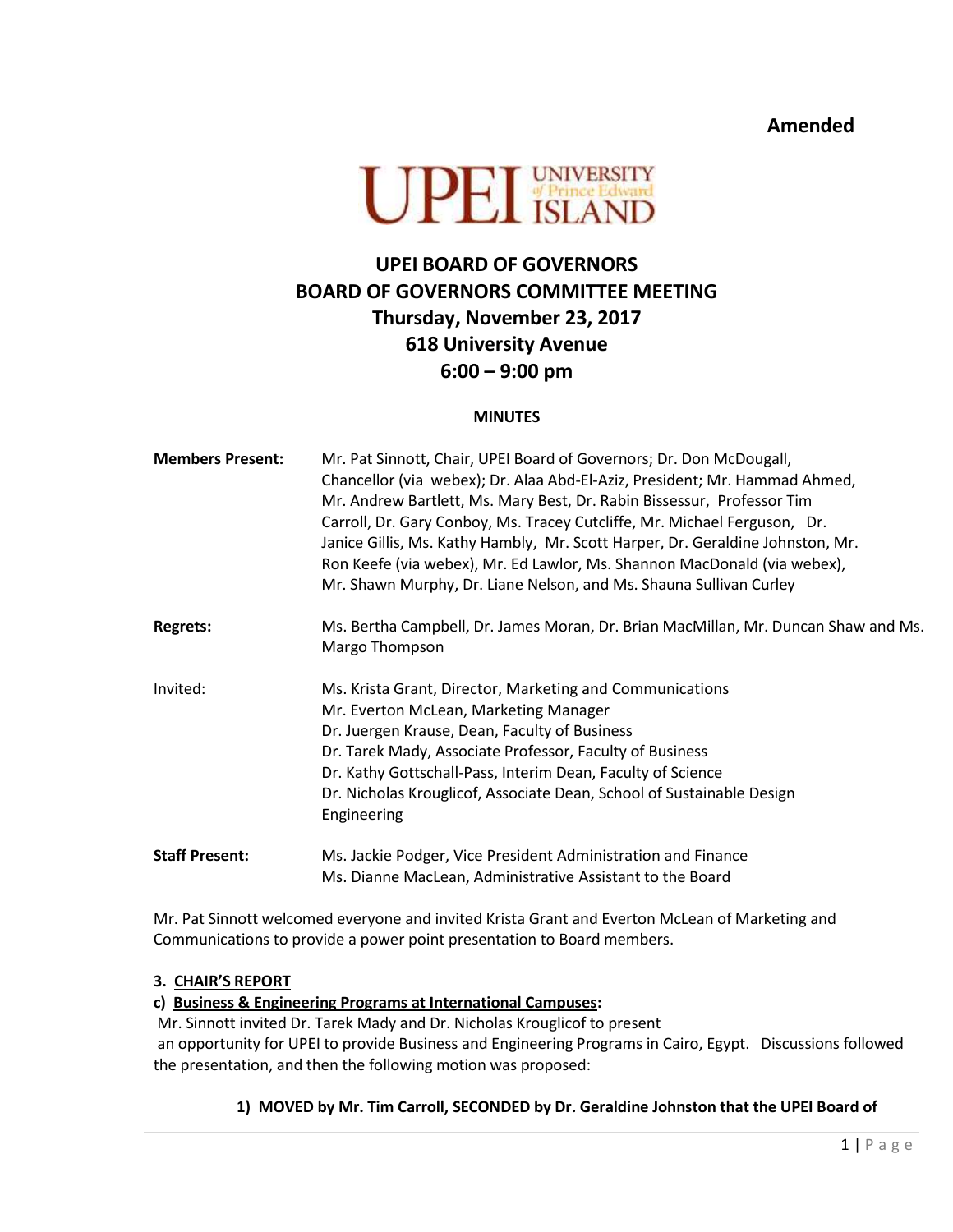**Amended**

# UPEI BOARD OF GOVERNORS
## BOARD OF GOVERNORS COMMITTEE MEETING
## Thursday, November 23, 2017
## 618 University Avenue
## 6:00 – 9:00 pm

**MINUTES**

| | |
|---|---|
| **Members Present:** | Mr. Pat Sinnott, Chair, UPEI Board of Governors; Dr. Don McDougall, Chancellor (via webex); Dr. Alaa Abd-El-Aziz, President; Mr. Hammad Ahmed, Mr. Andrew Bartlett, Ms. Mary Best, Dr. Rabin Bissessur, Professor Tim Carroll, Dr. Gary Conboy, Ms. Tracey Cutcliffe, Mr. Michael Ferguson, Dr. Janice Gillis, Ms. Kathy Hambly, Mr. Scott Harper, Dr. Geraldine Johnston, Mr. Ron Keefe (via webex), Mr. Ed Lawlor, Ms. Shannon MacDonald (via webex), Mr. Shawn Murphy, Dr. Liane Nelson, and Ms. Shauna Sullivan Curley |
| **Regrets:** | Ms. Bertha Campbell, Dr. James Moran, Dr. Brian MacMillan, Mr. Duncan Shaw and Ms. Margo Thompson |
| Invited: | Ms. Krista Grant, Director, Marketing and Communications<br>Mr. Everton McLean, Marketing Manager<br>Dr. Juergen Krause, Dean, Faculty of Business<br>Dr. Tarek Mady, Associate Professor, Faculty of Business<br>Dr. Kathy Gottschall-Pass, Interim Dean, Faculty of Science<br>Dr. Nicholas Krouglicof, Associate Dean, School of Sustainable Design Engineering |
| **Staff Present:** | Ms. Jackie Podger, Vice President Administration and Finance<br>Ms. Dianne MacLean, Administrative Assistant to the Board |

Mr. Pat Sinnott welcomed everyone and invited Krista Grant and Everton McLean of Marketing and Communications to provide a power point presentation to Board members.

**3. CHAIR'S REPORT**

**c) Business & Engineering Programs at International Campuses:**

Mr. Sinnott invited Dr. Tarek Mady and Dr. Nicholas Krouglicof to present an opportunity for UPEI to provide Business and Engineering Programs in Cairo, Egypt. Discussions followed the presentation, and then the following motion was proposed:

**1) MOVED by Mr. Tim Carroll, SECONDED by Dr. Geraldine Johnston that the UPEI Board of**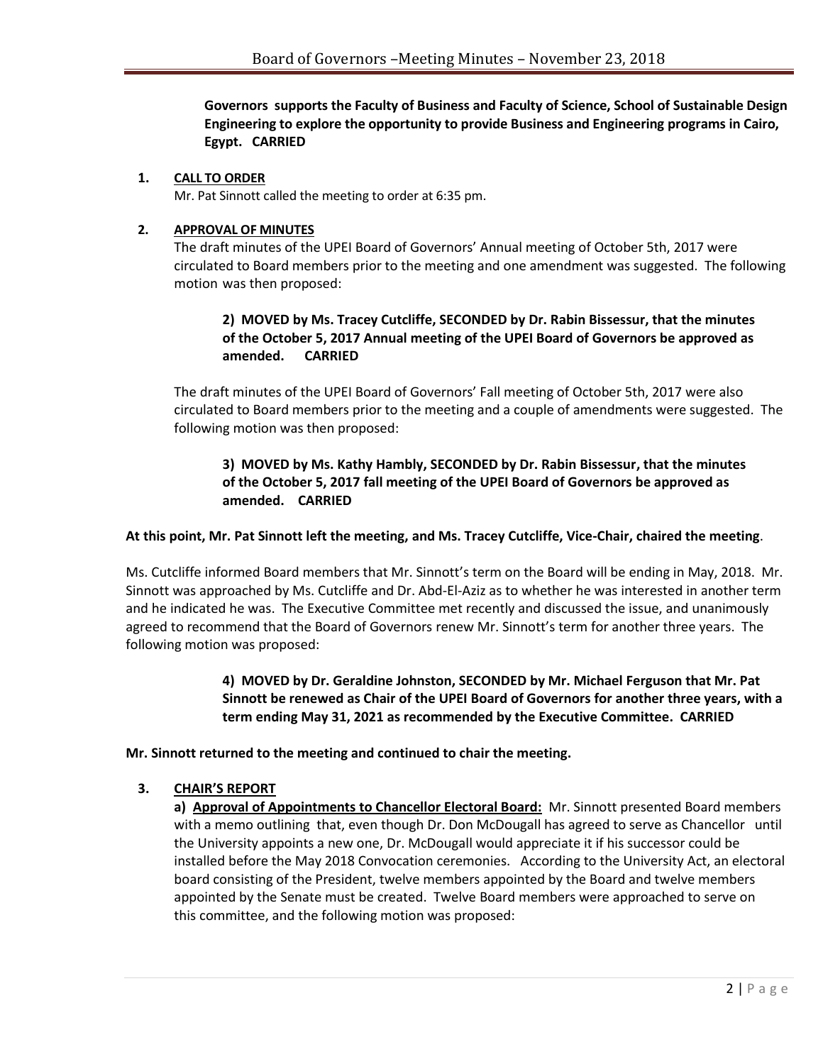**Governors supports the Faculty of Business and Faculty of Science, School of Sustainable Design Engineering to explore the opportunity to provide Business and Engineering programs in Cairo, Egypt. CARRIED**

**1. CALL TO ORDER**

Mr. Pat Sinnott called the meeting to order at 6:35 pm.

**2. APPROVAL OF MINUTES**

The draft minutes of the UPEI Board of Governors' Annual meeting of October 5th, 2017 were circulated to Board members prior to the meeting and one amendment was suggested. The following motion was then proposed:

> **2) MOVED by Ms. Tracey Cutcliffe, SECONDED by Dr. Rabin Bissessur, that the minutes of the October 5, 2017 Annual meeting of the UPEI Board of Governors be approved as amended. CARRIED**

The draft minutes of the UPEI Board of Governors' Fall meeting of October 5th, 2017 were also circulated to Board members prior to the meeting and a couple of amendments were suggested. The following motion was then proposed:

> **3) MOVED by Ms. Kathy Hambly, SECONDED by Dr. Rabin Bissessur, that the minutes of the October 5, 2017 fall meeting of the UPEI Board of Governors be approved as amended. CARRIED**

**At this point, Mr. Pat Sinnott left the meeting, and Ms. Tracey Cutcliffe, Vice-Chair, chaired the meeting**.

Ms. Cutcliffe informed Board members that Mr. Sinnott's term on the Board will be ending in May, 2018. Mr. Sinnott was approached by Ms. Cutcliffe and Dr. Abd-El-Aziz as to whether he was interested in another term and he indicated he was. The Executive Committee met recently and discussed the issue, and unanimously agreed to recommend that the Board of Governors renew Mr. Sinnott's term for another three years. The following motion was proposed:

> **4) MOVED by Dr. Geraldine Johnston, SECONDED by Mr. Michael Ferguson that Mr. Pat Sinnott be renewed as Chair of the UPEI Board of Governors for another three years, with a term ending May 31, 2021 as recommended by the Executive Committee. CARRIED**

**Mr. Sinnott returned to the meeting and continued to chair the meeting.**

**3. CHAIR'S REPORT**

**a) Approval of Appointments to Chancellor Electoral Board:** Mr. Sinnott presented Board members with a memo outlining that, even though Dr. Don McDougall has agreed to serve as Chancellor until the University appoints a new one, Dr. McDougall would appreciate it if his successor could be installed before the May 2018 Convocation ceremonies. According to the University Act, an electoral board consisting of the President, twelve members appointed by the Board and twelve members appointed by the Senate must be created. Twelve Board members were approached to serve on this committee, and the following motion was proposed: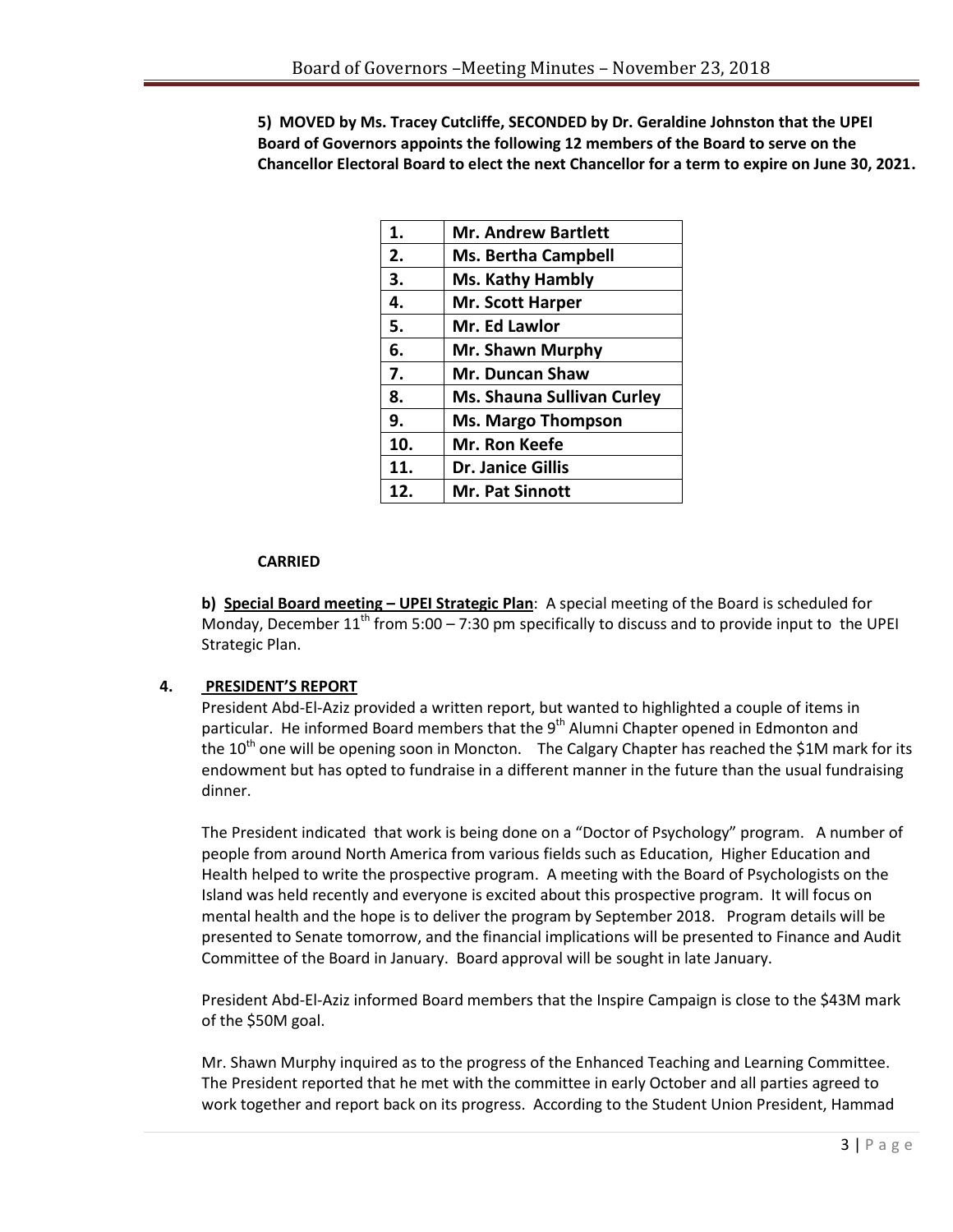**5) MOVED by Ms. Tracey Cutcliffe, SECONDED by Dr. Geraldine Johnston that the UPEI Board of Governors appoints the following 12 members of the Board to serve on the Chancellor Electoral Board to elect the next Chancellor for a term to expire on June 30, 2021.**

| | |
|---|---|
| **1.** | **Mr. Andrew Bartlett** |
| **2.** | **Ms. Bertha Campbell** |
| **3.** | **Ms. Kathy Hambly** |
| **4.** | **Mr. Scott Harper** |
| **5.** | **Mr. Ed Lawlor** |
| **6.** | **Mr. Shawn Murphy** |
| **7.** | **Mr. Duncan Shaw** |
| **8.** | **Ms. Shauna Sullivan Curley** |
| **9.** | **Ms. Margo Thompson** |
| **10.** | **Mr. Ron Keefe** |
| **11.** | **Dr. Janice Gillis** |
| **12.** | **Mr. Pat Sinnott** |

**CARRIED**

**b) Special Board meeting – UPEI Strategic Plan**: A special meeting of the Board is scheduled for Monday, December 11th from 5:00 – 7:30 pm specifically to discuss and to provide input to the UPEI Strategic Plan.

## 4. PRESIDENT'S REPORT

President Abd-El-Aziz provided a written report, but wanted to highlighted a couple of items in particular. He informed Board members that the 9th Alumni Chapter opened in Edmonton and the 10th one will be opening soon in Moncton. The Calgary Chapter has reached the $1M mark for its endowment but has opted to fundraise in a different manner in the future than the usual fundraising dinner.

The President indicated that work is being done on a "Doctor of Psychology" program. A number of people from around North America from various fields such as Education, Higher Education and Health helped to write the prospective program. A meeting with the Board of Psychologists on the Island was held recently and everyone is excited about this prospective program. It will focus on mental health and the hope is to deliver the program by September 2018. Program details will be presented to Senate tomorrow, and the financial implications will be presented to Finance and Audit Committee of the Board in January. Board approval will be sought in late January.

President Abd-El-Aziz informed Board members that the Inspire Campaign is close to the $43M mark of the $50M goal.

Mr. Shawn Murphy inquired as to the progress of the Enhanced Teaching and Learning Committee. The President reported that he met with the committee in early October and all parties agreed to work together and report back on its progress. According to the Student Union President, Hammad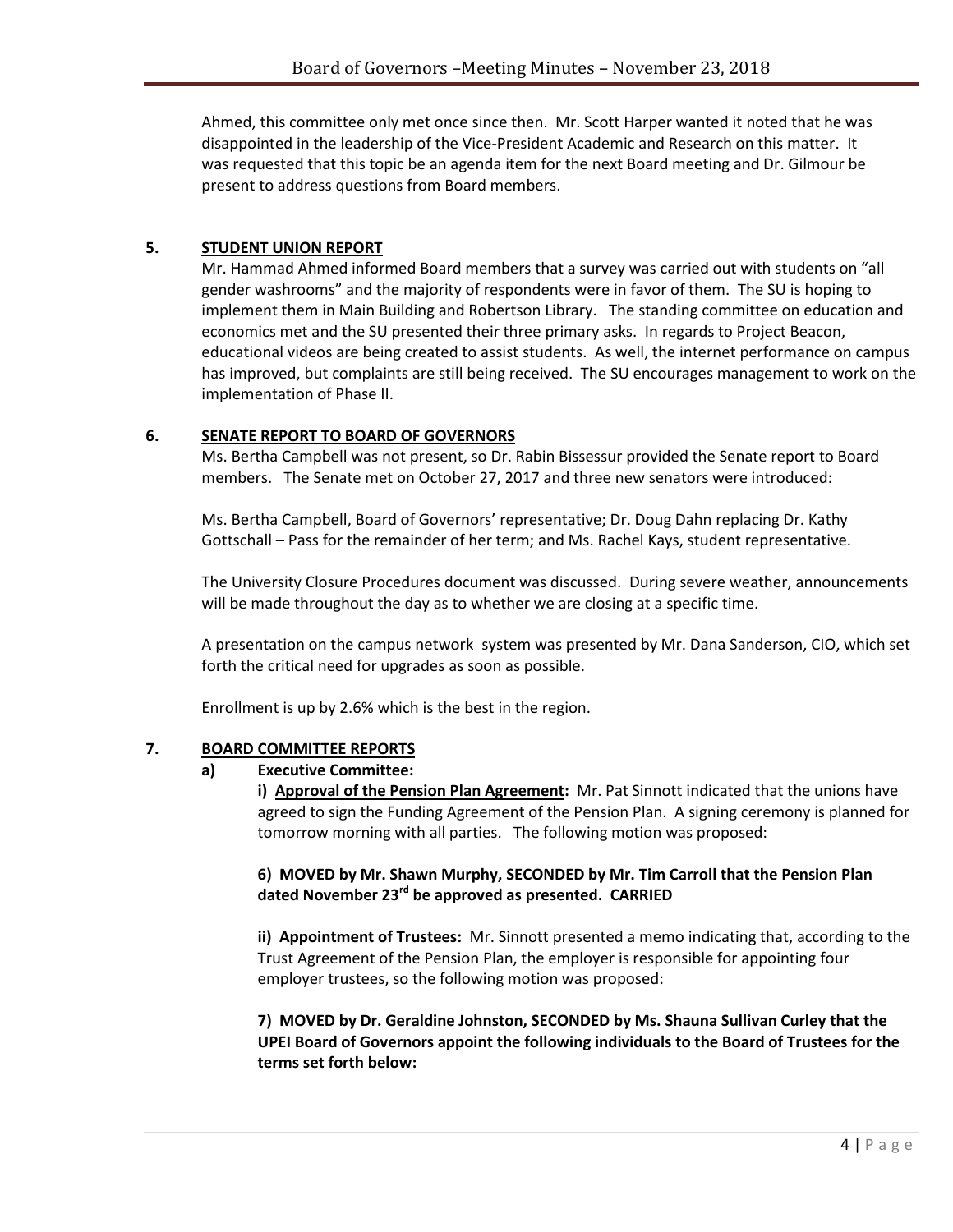Ahmed, this committee only met once since then. Mr. Scott Harper wanted it noted that he was disappointed in the leadership of the Vice-President Academic and Research on this matter. It was requested that this topic be an agenda item for the next Board meeting and Dr. Gilmour be present to address questions from Board members.

## 5. STUDENT UNION REPORT

Mr. Hammad Ahmed informed Board members that a survey was carried out with students on "all gender washrooms" and the majority of respondents were in favor of them. The SU is hoping to implement them in Main Building and Robertson Library. The standing committee on education and economics met and the SU presented their three primary asks. In regards to Project Beacon, educational videos are being created to assist students. As well, the internet performance on campus has improved, but complaints are still being received. The SU encourages management to work on the implementation of Phase II.

## 6. SENATE REPORT TO BOARD OF GOVERNORS

Ms. Bertha Campbell was not present, so Dr. Rabin Bissessur provided the Senate report to Board members. The Senate met on October 27, 2017 and three new senators were introduced:

Ms. Bertha Campbell, Board of Governors' representative; Dr. Doug Dahn replacing Dr. Kathy Gottschall – Pass for the remainder of her term; and Ms. Rachel Kays, student representative.

The University Closure Procedures document was discussed. During severe weather, announcements will be made throughout the day as to whether we are closing at a specific time.

A presentation on the campus network system was presented by Mr. Dana Sanderson, CIO, which set forth the critical need for upgrades as soon as possible.

Enrollment is up by 2.6% which is the best in the region.

## 7. BOARD COMMITTEE REPORTS

### a) Executive Committee:

**i) Approval of the Pension Plan Agreement:** Mr. Pat Sinnott indicated that the unions have agreed to sign the Funding Agreement of the Pension Plan. A signing ceremony is planned for tomorrow morning with all parties. The following motion was proposed:

**6) MOVED by Mr. Shawn Murphy, SECONDED by Mr. Tim Carroll that the Pension Plan dated November 23rd be approved as presented. CARRIED**

**ii) Appointment of Trustees:** Mr. Sinnott presented a memo indicating that, according to the Trust Agreement of the Pension Plan, the employer is responsible for appointing four employer trustees, so the following motion was proposed:

**7) MOVED by Dr. Geraldine Johnston, SECONDED by Ms. Shauna Sullivan Curley that the UPEI Board of Governors appoint the following individuals to the Board of Trustees for the terms set forth below:**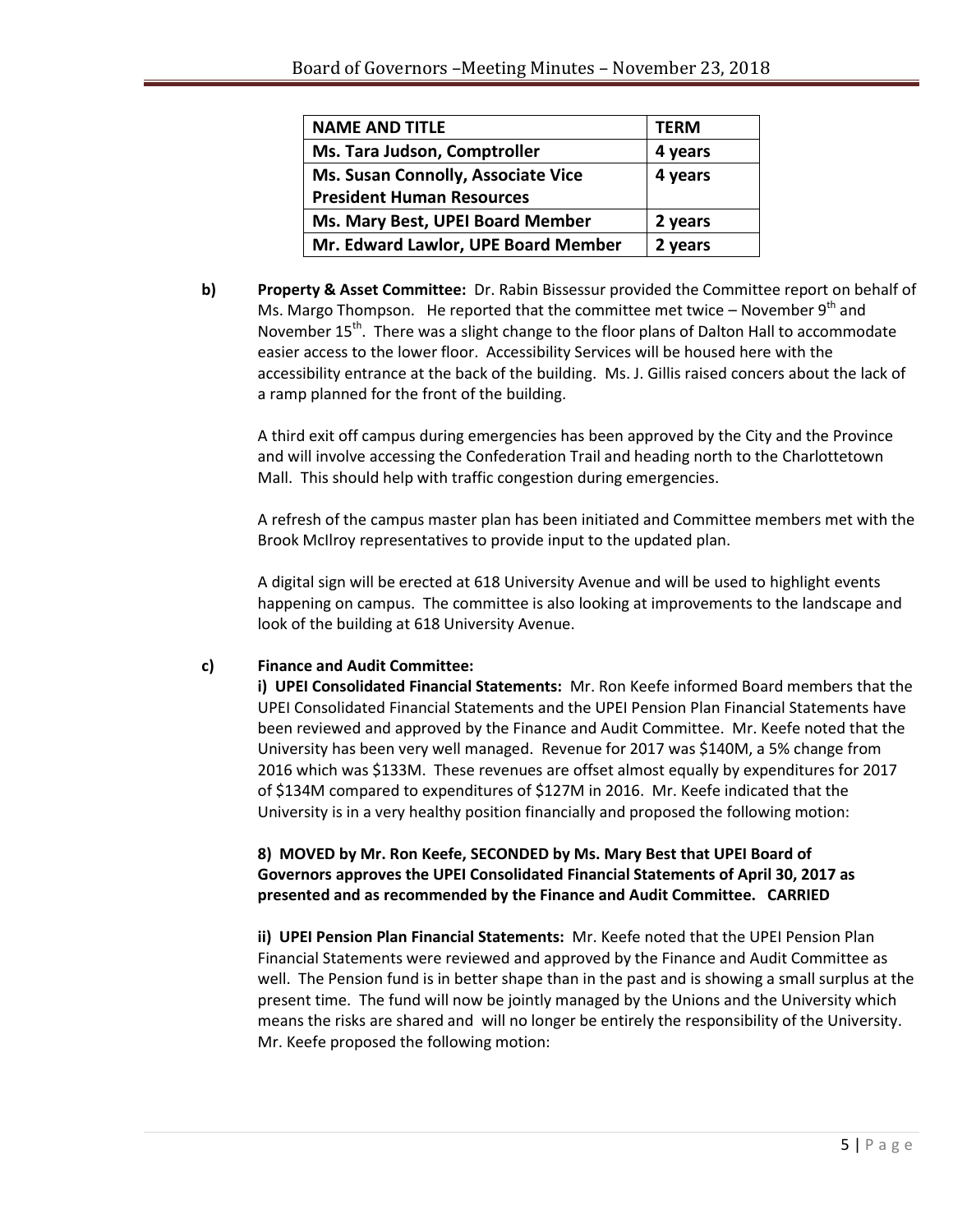| NAME AND TITLE | TERM |
| --- | --- |
| Ms. Tara Judson, Comptroller | 4 years |
| Ms. Susan Connolly, Associate Vice President Human Resources | 4 years |
| Ms. Mary Best, UPEI Board Member | 2 years |
| Mr. Edward Lawlor, UPE Board Member | 2 years |

**b) Property & Asset Committee:** Dr. Rabin Bissessur provided the Committee report on behalf of Ms. Margo Thompson. He reported that the committee met twice – November 9th and November 15th. There was a slight change to the floor plans of Dalton Hall to accommodate easier access to the lower floor. Accessibility Services will be housed here with the accessibility entrance at the back of the building. Ms. J. Gillis raised concers about the lack of a ramp planned for the front of the building.

A third exit off campus during emergencies has been approved by the City and the Province and will involve accessing the Confederation Trail and heading north to the Charlottetown Mall. This should help with traffic congestion during emergencies.

A refresh of the campus master plan has been initiated and Committee members met with the Brook McIlroy representatives to provide input to the updated plan.

A digital sign will be erected at 618 University Avenue and will be used to highlight events happening on campus. The committee is also looking at improvements to the landscape and look of the building at 618 University Avenue.

**c) Finance and Audit Committee:**

**i) UPEI Consolidated Financial Statements:** Mr. Ron Keefe informed Board members that the UPEI Consolidated Financial Statements and the UPEI Pension Plan Financial Statements have been reviewed and approved by the Finance and Audit Committee. Mr. Keefe noted that the University has been very well managed. Revenue for 2017 was $140M, a 5% change from 2016 which was $133M. These revenues are offset almost equally by expenditures for 2017 of $134M compared to expenditures of $127M in 2016. Mr. Keefe indicated that the University is in a very healthy position financially and proposed the following motion:

**8) MOVED by Mr. Ron Keefe, SECONDED by Ms. Mary Best that UPEI Board of Governors approves the UPEI Consolidated Financial Statements of April 30, 2017 as presented and as recommended by the Finance and Audit Committee. CARRIED**

**ii) UPEI Pension Plan Financial Statements:** Mr. Keefe noted that the UPEI Pension Plan Financial Statements were reviewed and approved by the Finance and Audit Committee as well. The Pension fund is in better shape than in the past and is showing a small surplus at the present time. The fund will now be jointly managed by the Unions and the University which means the risks are shared and will no longer be entirely the responsibility of the University. Mr. Keefe proposed the following motion: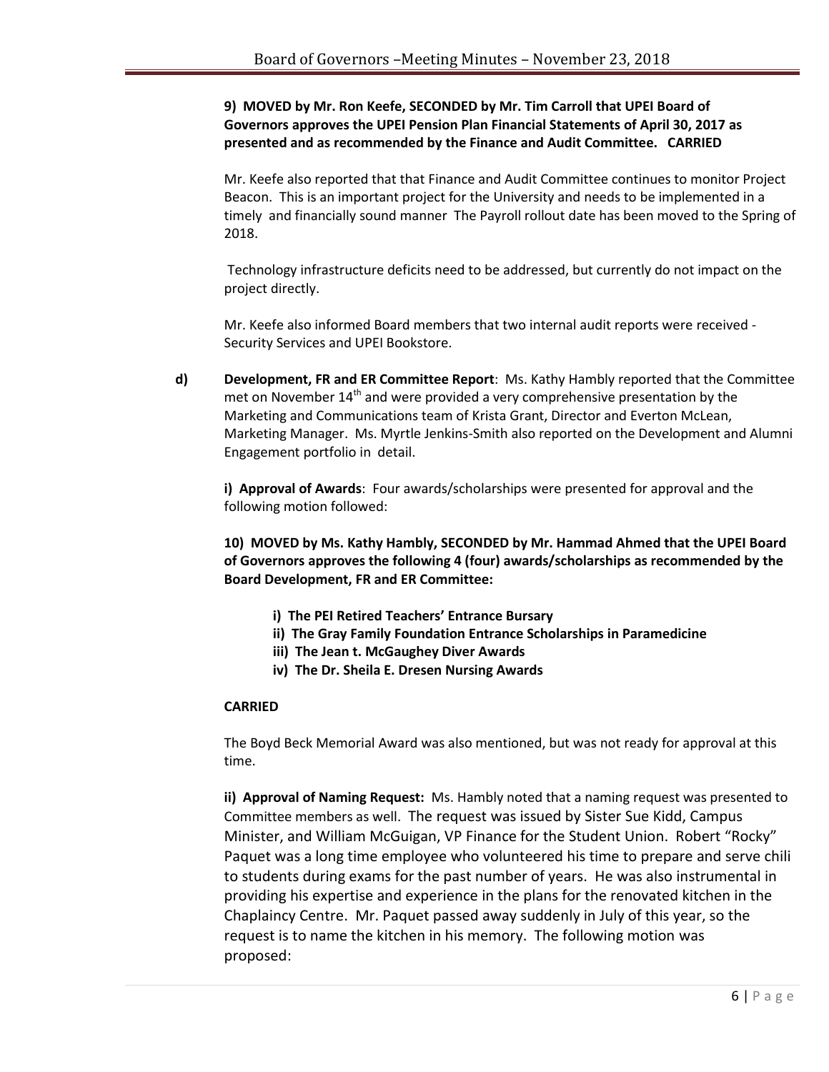**9) MOVED by Mr. Ron Keefe, SECONDED by Mr. Tim Carroll that UPEI Board of Governors approves the UPEI Pension Plan Financial Statements of April 30, 2017 as presented and as recommended by the Finance and Audit Committee. CARRIED**

Mr. Keefe also reported that that Finance and Audit Committee continues to monitor Project Beacon. This is an important project for the University and needs to be implemented in a timely and financially sound manner The Payroll rollout date has been moved to the Spring of 2018.

Technology infrastructure deficits need to be addressed, but currently do not impact on the project directly.

Mr. Keefe also informed Board members that two internal audit reports were received - Security Services and UPEI Bookstore.

**d) Development, FR and ER Committee Report**: Ms. Kathy Hambly reported that the Committee met on November 14th and were provided a very comprehensive presentation by the Marketing and Communications team of Krista Grant, Director and Everton McLean, Marketing Manager. Ms. Myrtle Jenkins-Smith also reported on the Development and Alumni Engagement portfolio in detail.

**i) Approval of Awards**: Four awards/scholarships were presented for approval and the following motion followed:

**10) MOVED by Ms. Kathy Hambly, SECONDED by Mr. Hammad Ahmed that the UPEI Board of Governors approves the following 4 (four) awards/scholarships as recommended by the Board Development, FR and ER Committee:**

- **i) The PEI Retired Teachers' Entrance Bursary**
- **ii) The Gray Family Foundation Entrance Scholarships in Paramedicine**
- **iii) The Jean t. McGaughey Diver Awards**
- **iv) The Dr. Sheila E. Dresen Nursing Awards**

**CARRIED**

The Boyd Beck Memorial Award was also mentioned, but was not ready for approval at this time.

**ii) Approval of Naming Request:** Ms. Hambly noted that a naming request was presented to Committee members as well. The request was issued by Sister Sue Kidd, Campus Minister, and William McGuigan, VP Finance for the Student Union. Robert "Rocky" Paquet was a long time employee who volunteered his time to prepare and serve chili to students during exams for the past number of years. He was also instrumental in providing his expertise and experience in the plans for the renovated kitchen in the Chaplaincy Centre. Mr. Paquet passed away suddenly in July of this year, so the request is to name the kitchen in his memory. The following motion was proposed: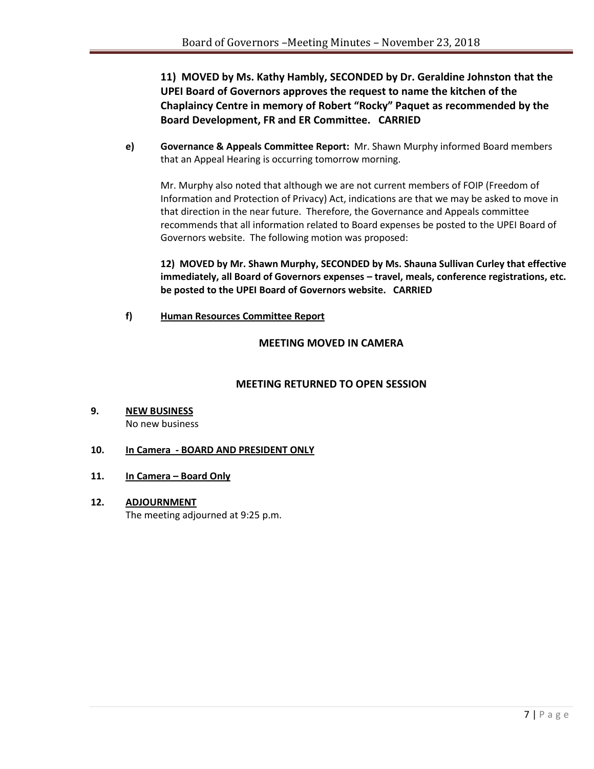**11) MOVED by Ms. Kathy Hambly, SECONDED by Dr. Geraldine Johnston that the UPEI Board of Governors approves the request to name the kitchen of the Chaplaincy Centre in memory of Robert "Rocky" Paquet as recommended by the Board Development, FR and ER Committee. CARRIED**

**e) Governance & Appeals Committee Report:** Mr. Shawn Murphy informed Board members that an Appeal Hearing is occurring tomorrow morning.

Mr. Murphy also noted that although we are not current members of FOIP (Freedom of Information and Protection of Privacy) Act, indications are that we may be asked to move in that direction in the near future. Therefore, the Governance and Appeals committee recommends that all information related to Board expenses be posted to the UPEI Board of Governors website. The following motion was proposed:

**12) MOVED by Mr. Shawn Murphy, SECONDED by Ms. Shauna Sullivan Curley that effective immediately, all Board of Governors expenses – travel, meals, conference registrations, etc. be posted to the UPEI Board of Governors website. CARRIED**

**f) <u>Human Resources Committee Report</u>**

**MEETING MOVED IN CAMERA**

**MEETING RETURNED TO OPEN SESSION**

**9. <u>NEW BUSINESS</u>**
No new business

**10. <u>In Camera - BOARD AND PRESIDENT ONLY</u>**

**11. <u>In Camera – Board Only</u>**

**12. <u>ADJOURNMENT</u>**
The meeting adjourned at 9:25 p.m.